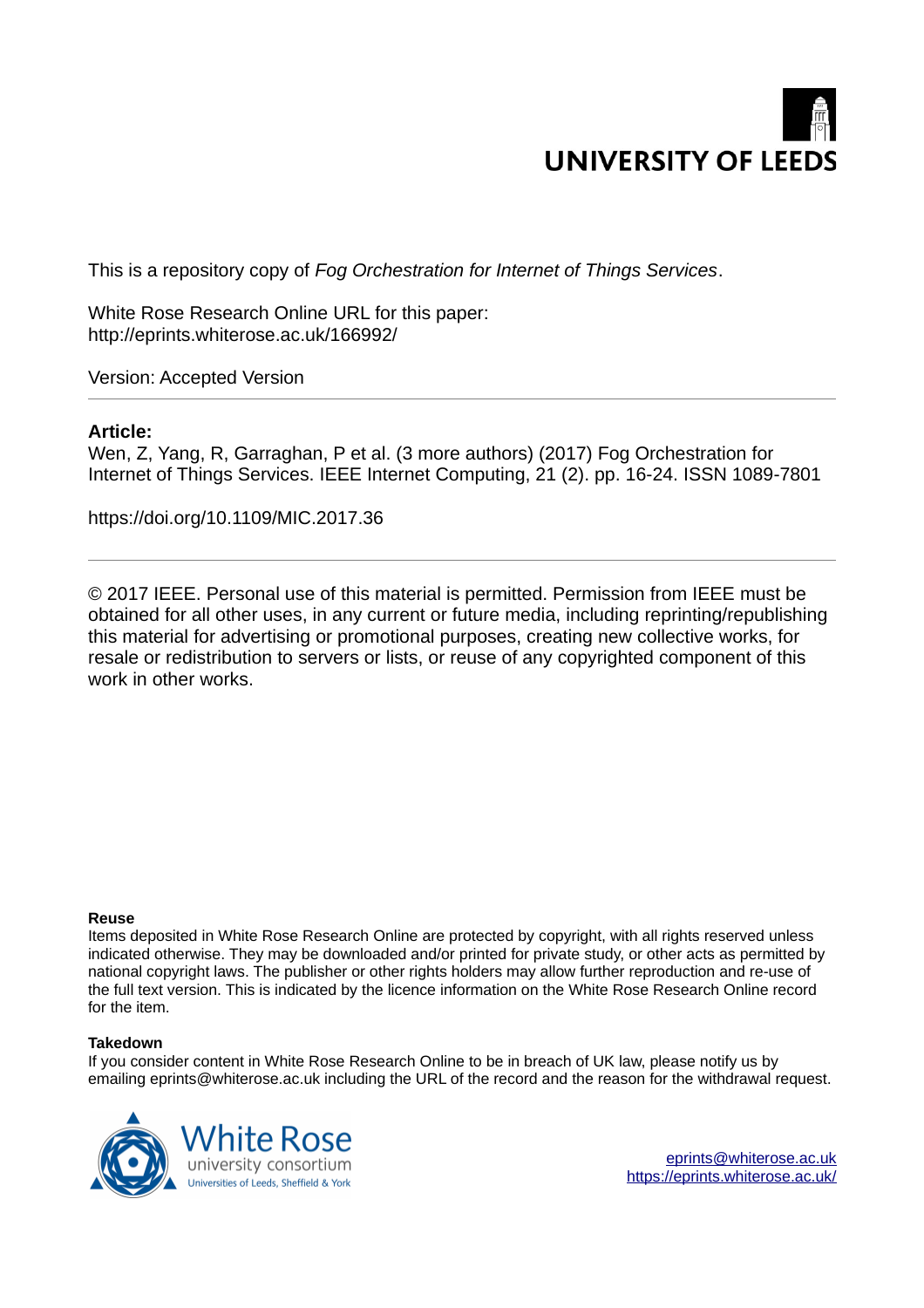UNIVERSITY OF LEEDS

This is a repository copy of *Fog Orchestration for Internet of Things Services*.

White Rose Research Online URL for this paper:
http://eprints.whiterose.ac.uk/166992/

Version: Accepted Version

---

**Article:**

Wen, Z, Yang, R, Garraghan, P et al. (3 more authors) (2017) Fog Orchestration for Internet of Things Services. IEEE Internet Computing, 21 (2). pp. 16-24. ISSN 1089-7801

https://doi.org/10.1109/MIC.2017.36

---

© 2017 IEEE. Personal use of this material is permitted. Permission from IEEE must be obtained for all other uses, in any current or future media, including reprinting/republishing this material for advertising or promotional purposes, creating new collective works, for resale or redistribution to servers or lists, or reuse of any copyrighted component of this work in other works.

**Reuse**

Items deposited in White Rose Research Online are protected by copyright, with all rights reserved unless indicated otherwise. They may be downloaded and/or printed for private study, or other acts as permitted by national copyright laws. The publisher or other rights holders may allow further reproduction and re-use of the full text version. This is indicated by the licence information on the White Rose Research Online record for the item.

**Takedown**

If you consider content in White Rose Research Online to be in breach of UK law, please notify us by emailing eprints@whiterose.ac.uk including the URL of the record and the reason for the withdrawal request.

White Rose university consortium
Universities of Leeds, Sheffield & York

eprints@whiterose.ac.uk
https://eprints.whiterose.ac.uk/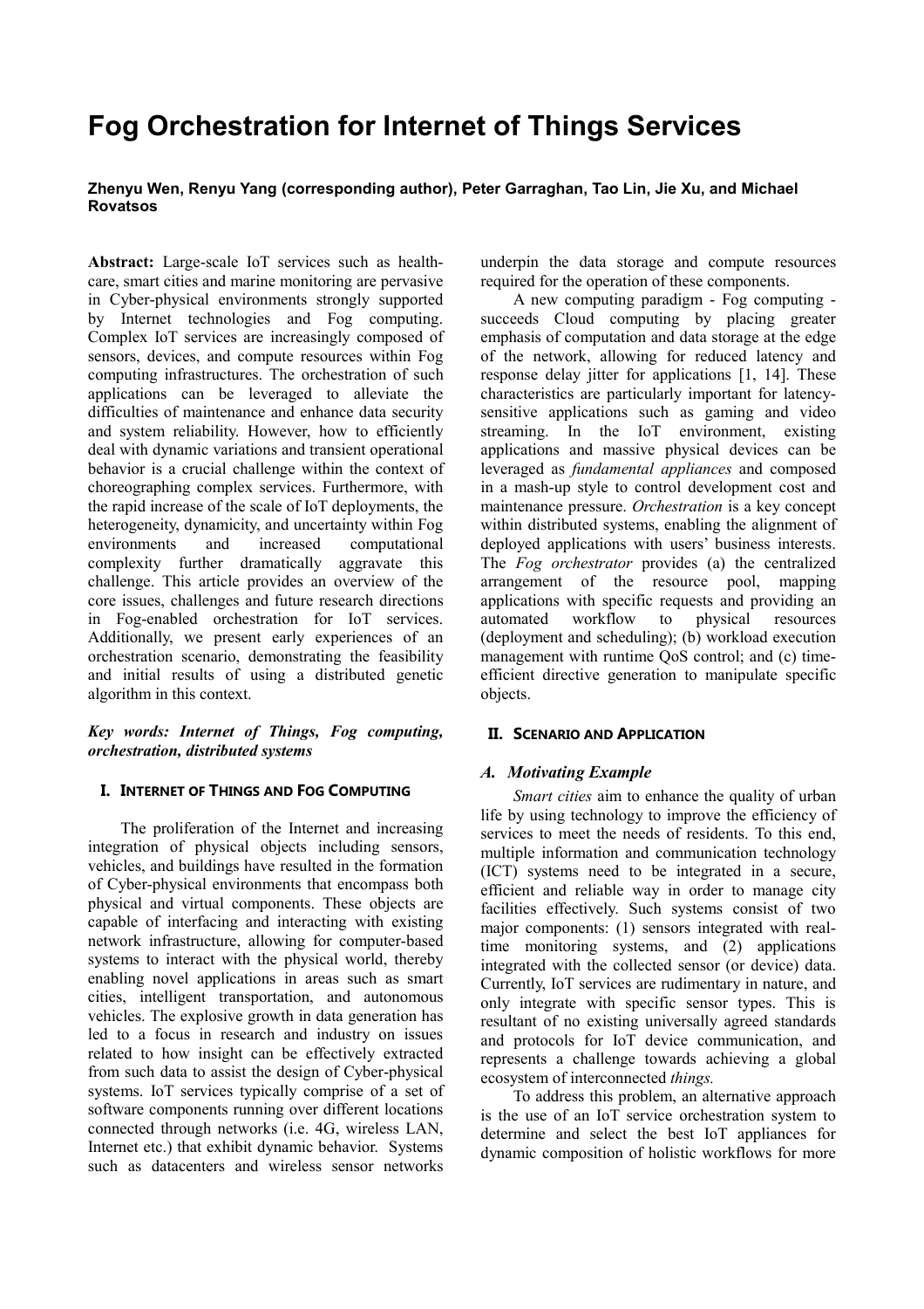# Fog Orchestration for Internet of Things Services

**Zhenyu Wen, Renyu Yang (corresponding author), Peter Garraghan, Tao Lin, Jie Xu, and Michael Rovatsos**

**Abstract:** Large-scale IoT services such as health-care, smart cities and marine monitoring are pervasive in Cyber-physical environments strongly supported by Internet technologies and Fog computing. Complex IoT services are increasingly composed of sensors, devices, and compute resources within Fog computing infrastructures. The orchestration of such applications can be leveraged to alleviate the difficulties of maintenance and enhance data security and system reliability. However, how to efficiently deal with dynamic variations and transient operational behavior is a crucial challenge within the context of choreographing complex services. Furthermore, with the rapid increase of the scale of IoT deployments, the heterogeneity, dynamicity, and uncertainty within Fog environments and increased computational complexity further dramatically aggravate this challenge. This article provides an overview of the core issues, challenges and future research directions in Fog-enabled orchestration for IoT services. Additionally, we present early experiences of an orchestration scenario, demonstrating the feasibility and initial results of using a distributed genetic algorithm in this context.

***Key words: Internet of Things, Fog computing, orchestration, distributed systems***

## I. Internet of Things and Fog Computing

The proliferation of the Internet and increasing integration of physical objects including sensors, vehicles, and buildings have resulted in the formation of Cyber-physical environments that encompass both physical and virtual components. These objects are capable of interfacing and interacting with existing network infrastructure, allowing for computer-based systems to interact with the physical world, thereby enabling novel applications in areas such as smart cities, intelligent transportation, and autonomous vehicles. The explosive growth in data generation has led to a focus in research and industry on issues related to how insight can be effectively extracted from such data to assist the design of Cyber-physical systems. IoT services typically comprise of a set of software components running over different locations connected through networks (i.e. 4G, wireless LAN, Internet etc.) that exhibit dynamic behavior. Systems such as datacenters and wireless sensor networks underpin the data storage and compute resources required for the operation of these components.

A new computing paradigm - Fog computing - succeeds Cloud computing by placing greater emphasis of computation and data storage at the edge of the network, allowing for reduced latency and response delay jitter for applications [1, 14]. These characteristics are particularly important for latency-sensitive applications such as gaming and video streaming. In the IoT environment, existing applications and massive physical devices can be leveraged as *fundamental appliances* and composed in a mash-up style to control development cost and maintenance pressure. *Orchestration* is a key concept within distributed systems, enabling the alignment of deployed applications with users' business interests. The *Fog orchestrator* provides (a) the centralized arrangement of the resource pool, mapping applications with specific requests and providing an automated workflow to physical resources (deployment and scheduling); (b) workload execution management with runtime QoS control; and (c) time-efficient directive generation to manipulate specific objects.

## II. Scenario and Application

### *A. Motivating Example*

*Smart cities* aim to enhance the quality of urban life by using technology to improve the efficiency of services to meet the needs of residents. To this end, multiple information and communication technology (ICT) systems need to be integrated in a secure, efficient and reliable way in order to manage city facilities effectively. Such systems consist of two major components: (1) sensors integrated with real-time monitoring systems, and (2) applications integrated with the collected sensor (or device) data. Currently, IoT services are rudimentary in nature, and only integrate with specific sensor types. This is resultant of no existing universally agreed standards and protocols for IoT device communication, and represents a challenge towards achieving a global ecosystem of interconnected *things.*

To address this problem, an alternative approach is the use of an IoT service orchestration system to determine and select the best IoT appliances for dynamic composition of holistic workflows for more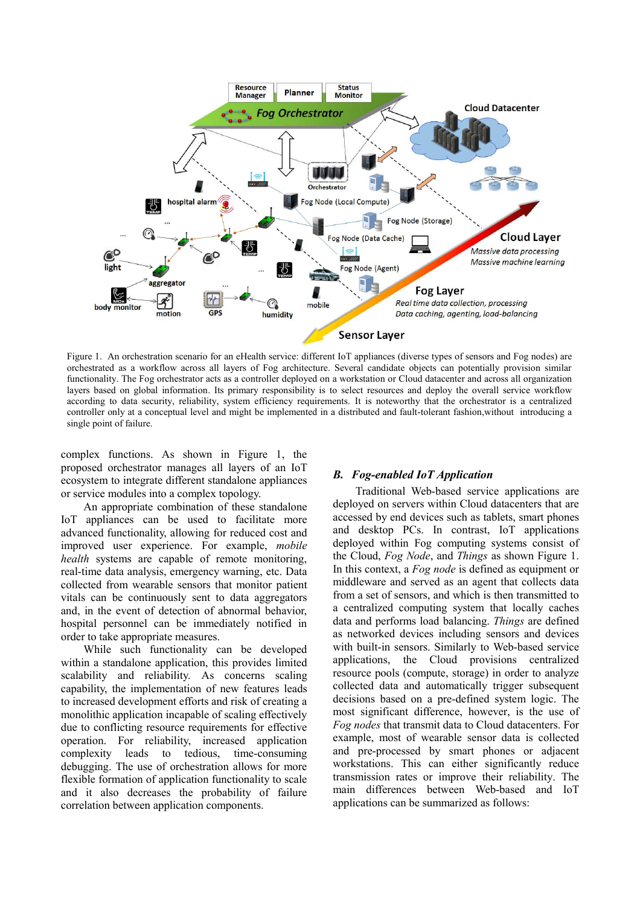Figure 1. An orchestration scenario for an eHealth service: different IoT appliances (diverse types of sensors and Fog nodes) are orchestrated as a workflow across all layers of Fog architecture. Several candidate objects can potentially provision similar functionality. The Fog orchestrator acts as a controller deployed on a workstation or Cloud datacenter and across all organization layers based on global information. Its primary responsibility is to select resources and deploy the overall service workflow according to data security, reliability, system efficiency requirements. It is noteworthy that the orchestrator is a centralized controller only at a conceptual level and might be implemented in a distributed and fault-tolerant fashion,without introducing a single point of failure.

complex functions. As shown in Figure 1, the proposed orchestrator manages all layers of an IoT ecosystem to integrate different standalone appliances or service modules into a complex topology.

An appropriate combination of these standalone IoT appliances can be used to facilitate more advanced functionality, allowing for reduced cost and improved user experience. For example, *mobile health* systems are capable of remote monitoring, real-time data analysis, emergency warning, etc. Data collected from wearable sensors that monitor patient vitals can be continuously sent to data aggregators and, in the event of detection of abnormal behavior, hospital personnel can be immediately notified in order to take appropriate measures.

While such functionality can be developed within a standalone application, this provides limited scalability and reliability. As concerns scaling capability, the implementation of new features leads to increased development efforts and risk of creating a monolithic application incapable of scaling effectively due to conflicting resource requirements for effective operation. For reliability, increased application complexity leads to tedious, time-consuming debugging. The use of orchestration allows for more flexible formation of application functionality to scale and it also decreases the probability of failure correlation between application components.

### B. *Fog-enabled IoT Application*

Traditional Web-based service applications are deployed on servers within Cloud datacenters that are accessed by end devices such as tablets, smart phones and desktop PCs. In contrast, IoT applications deployed within Fog computing systems consist of the Cloud, *Fog Node*, and *Things* as shown Figure 1. In this context, a *Fog node* is defined as equipment or middleware and served as an agent that collects data from a set of sensors, and which is then transmitted to a centralized computing system that locally caches data and performs load balancing. *Things* are defined as networked devices including sensors and devices with built-in sensors. Similarly to Web-based service applications, the Cloud provisions centralized resource pools (compute, storage) in order to analyze collected data and automatically trigger subsequent decisions based on a pre-defined system logic. The most significant difference, however, is the use of *Fog nodes* that transmit data to Cloud datacenters. For example, most of wearable sensor data is collected and pre-processed by smart phones or adjacent workstations. This can either significantly reduce transmission rates or improve their reliability. The main differences between Web-based and IoT applications can be summarized as follows: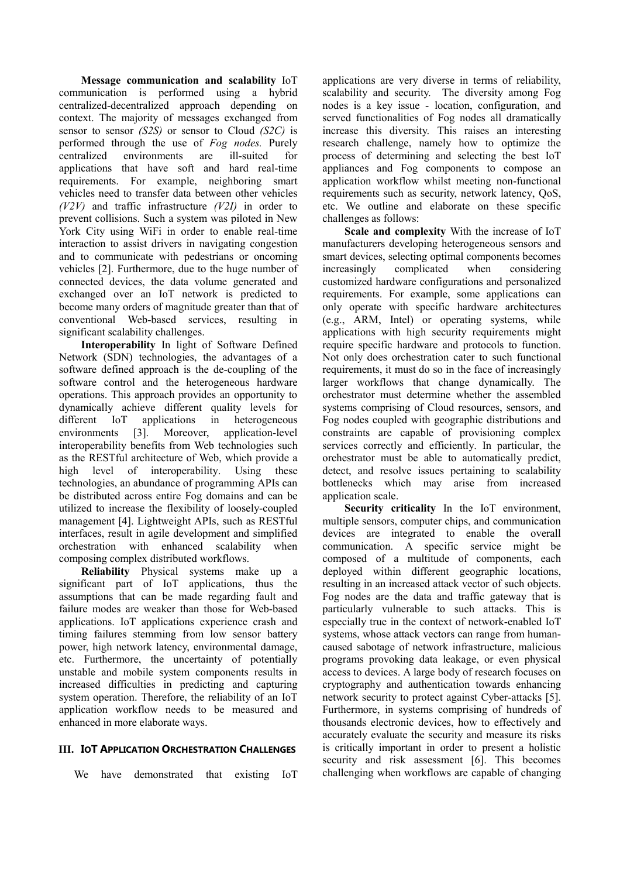**Message communication and scalability** IoT communication is performed using a hybrid centralized-decentralized approach depending on context. The majority of messages exchanged from sensor to sensor *(S2S)* or sensor to Cloud *(S2C)* is performed through the use of *Fog nodes.* Purely centralized environments are ill-suited for applications that have soft and hard real-time requirements. For example, neighboring smart vehicles need to transfer data between other vehicles *(V2V)* and traffic infrastructure *(V2I)* in order to prevent collisions. Such a system was piloted in New York City using WiFi in order to enable real-time interaction to assist drivers in navigating congestion and to communicate with pedestrians or oncoming vehicles [2]. Furthermore, due to the huge number of connected devices, the data volume generated and exchanged over an IoT network is predicted to become many orders of magnitude greater than that of conventional Web-based services, resulting in significant scalability challenges.

**Interoperability** In light of Software Defined Network (SDN) technologies, the advantages of a software defined approach is the de-coupling of the software control and the heterogeneous hardware operations. This approach provides an opportunity to dynamically achieve different quality levels for different IoT applications in heterogeneous environments [3]. Moreover, application-level interoperability benefits from Web technologies such as the RESTful architecture of Web, which provide a high level of interoperability. Using these technologies, an abundance of programming APIs can be distributed across entire Fog domains and can be utilized to increase the flexibility of loosely-coupled management [4]. Lightweight APIs, such as RESTful interfaces, result in agile development and simplified orchestration with enhanced scalability when composing complex distributed workflows.

**Reliability** Physical systems make up a significant part of IoT applications, thus the assumptions that can be made regarding fault and failure modes are weaker than those for Web-based applications. IoT applications experience crash and timing failures stemming from low sensor battery power, high network latency, environmental damage, etc. Furthermore, the uncertainty of potentially unstable and mobile system components results in increased difficulties in predicting and capturing system operation. Therefore, the reliability of an IoT application workflow needs to be measured and enhanced in more elaborate ways.

## III. IoT Application Orchestration Challenges

We have demonstrated that existing IoT applications are very diverse in terms of reliability, scalability and security. The diversity among Fog nodes is a key issue - location, configuration, and served functionalities of Fog nodes all dramatically increase this diversity. This raises an interesting research challenge, namely how to optimize the process of determining and selecting the best IoT appliances and Fog components to compose an application workflow whilst meeting non-functional requirements such as security, network latency, QoS, etc. We outline and elaborate on these specific challenges as follows:

**Scale and complexity** With the increase of IoT manufacturers developing heterogeneous sensors and smart devices, selecting optimal components becomes increasingly complicated when considering customized hardware configurations and personalized requirements. For example, some applications can only operate with specific hardware architectures (e.g., ARM, Intel) or operating systems, while applications with high security requirements might require specific hardware and protocols to function. Not only does orchestration cater to such functional requirements, it must do so in the face of increasingly larger workflows that change dynamically. The orchestrator must determine whether the assembled systems comprising of Cloud resources, sensors, and Fog nodes coupled with geographic distributions and constraints are capable of provisioning complex services correctly and efficiently. In particular, the orchestrator must be able to automatically predict, detect, and resolve issues pertaining to scalability bottlenecks which may arise from increased application scale.

**Security criticality** In the IoT environment, multiple sensors, computer chips, and communication devices are integrated to enable the overall communication. A specific service might be composed of a multitude of components, each deployed within different geographic locations, resulting in an increased attack vector of such objects. Fog nodes are the data and traffic gateway that is particularly vulnerable to such attacks. This is especially true in the context of network-enabled IoT systems, whose attack vectors can range from human-caused sabotage of network infrastructure, malicious programs provoking data leakage, or even physical access to devices. A large body of research focuses on cryptography and authentication towards enhancing network security to protect against Cyber-attacks [5]. Furthermore, in systems comprising of hundreds of thousands electronic devices, how to effectively and accurately evaluate the security and measure its risks is critically important in order to present a holistic security and risk assessment [6]. This becomes challenging when workflows are capable of changing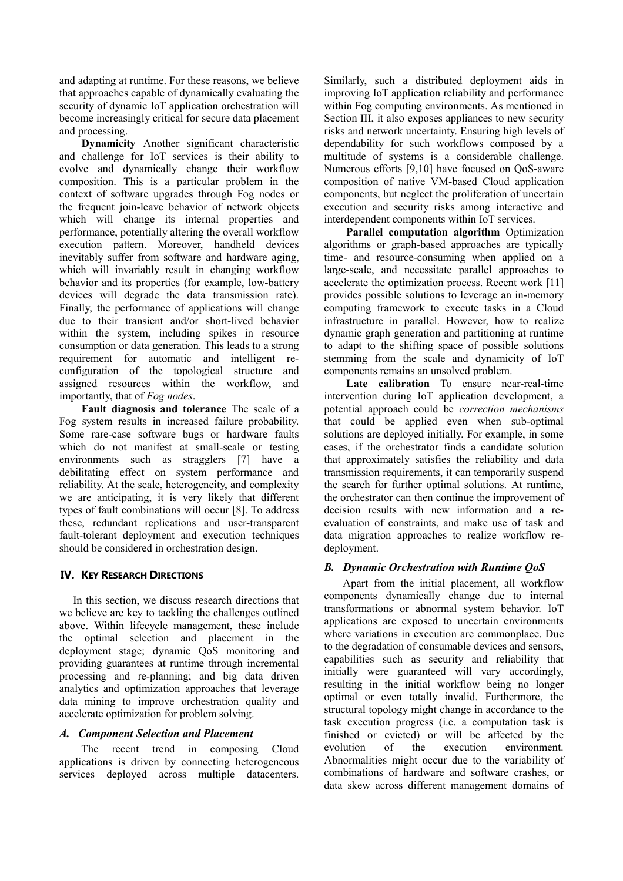and adapting at runtime. For these reasons, we believe that approaches capable of dynamically evaluating the security of dynamic IoT application orchestration will become increasingly critical for secure data placement and processing.

**Dynamicity** Another significant characteristic and challenge for IoT services is their ability to evolve and dynamically change their workflow composition. This is a particular problem in the context of software upgrades through Fog nodes or the frequent join-leave behavior of network objects which will change its internal properties and performance, potentially altering the overall workflow execution pattern. Moreover, handheld devices inevitably suffer from software and hardware aging, which will invariably result in changing workflow behavior and its properties (for example, low-battery devices will degrade the data transmission rate). Finally, the performance of applications will change due to their transient and/or short-lived behavior within the system, including spikes in resource consumption or data generation. This leads to a strong requirement for automatic and intelligent re-configuration of the topological structure and assigned resources within the workflow, and importantly, that of *Fog nodes*.

**Fault diagnosis and tolerance** The scale of a Fog system results in increased failure probability. Some rare-case software bugs or hardware faults which do not manifest at small-scale or testing environments such as stragglers [7] have a debilitating effect on system performance and reliability. At the scale, heterogeneity, and complexity we are anticipating, it is very likely that different types of fault combinations will occur [8]. To address these, redundant replications and user-transparent fault-tolerant deployment and execution techniques should be considered in orchestration design.

## IV. KEY RESEARCH DIRECTIONS

In this section, we discuss research directions that we believe are key to tackling the challenges outlined above. Within lifecycle management, these include the optimal selection and placement in the deployment stage; dynamic QoS monitoring and providing guarantees at runtime through incremental processing and re-planning; and big data driven analytics and optimization approaches that leverage data mining to improve orchestration quality and accelerate optimization for problem solving.

### *A. Component Selection and Placement*

The recent trend in composing Cloud applications is driven by connecting heterogeneous services deployed across multiple datacenters. Similarly, such a distributed deployment aids in improving IoT application reliability and performance within Fog computing environments. As mentioned in Section III, it also exposes appliances to new security risks and network uncertainty. Ensuring high levels of dependability for such workflows composed by a multitude of systems is a considerable challenge. Numerous efforts [9,10] have focused on QoS-aware composition of native VM-based Cloud application components, but neglect the proliferation of uncertain execution and security risks among interactive and interdependent components within IoT services.

**Parallel computation algorithm** Optimization algorithms or graph-based approaches are typically time- and resource-consuming when applied on a large-scale, and necessitate parallel approaches to accelerate the optimization process. Recent work [11] provides possible solutions to leverage an in-memory computing framework to execute tasks in a Cloud infrastructure in parallel. However, how to realize dynamic graph generation and partitioning at runtime to adapt to the shifting space of possible solutions stemming from the scale and dynamicity of IoT components remains an unsolved problem.

**Late calibration** To ensure near-real-time intervention during IoT application development, a potential approach could be *correction mechanisms* that could be applied even when sub-optimal solutions are deployed initially. For example, in some cases, if the orchestrator finds a candidate solution that approximately satisfies the reliability and data transmission requirements, it can temporarily suspend the search for further optimal solutions. At runtime, the orchestrator can then continue the improvement of decision results with new information and a re-evaluation of constraints, and make use of task and data migration approaches to realize workflow re-deployment.

### *B. Dynamic Orchestration with Runtime QoS*

Apart from the initial placement, all workflow components dynamically change due to internal transformations or abnormal system behavior. IoT applications are exposed to uncertain environments where variations in execution are commonplace. Due to the degradation of consumable devices and sensors, capabilities such as security and reliability that initially were guaranteed will vary accordingly, resulting in the initial workflow being no longer optimal or even totally invalid. Furthermore, the structural topology might change in accordance to the task execution progress (i.e. a computation task is finished or evicted) or will be affected by the evolution of the execution environment. Abnormalities might occur due to the variability of combinations of hardware and software crashes, or data skew across different management domains of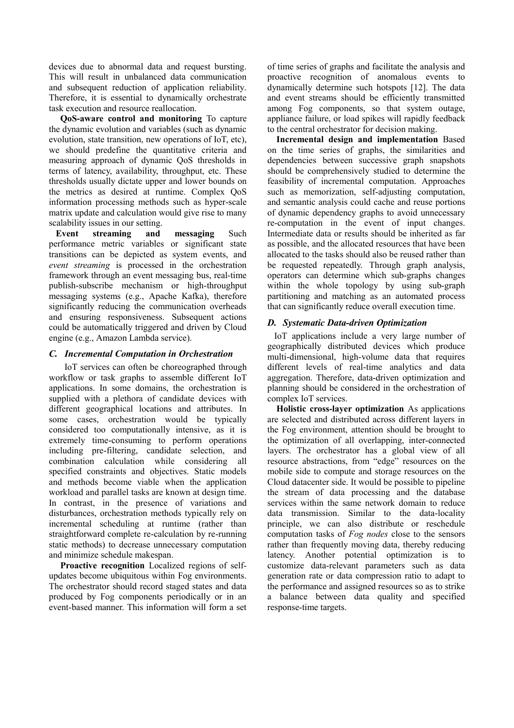devices due to abnormal data and request bursting. This will result in unbalanced data communication and subsequent reduction of application reliability. Therefore, it is essential to dynamically orchestrate task execution and resource reallocation.

**QoS-aware control and monitoring** To capture the dynamic evolution and variables (such as dynamic evolution, state transition, new operations of IoT, etc), we should predefine the quantitative criteria and measuring approach of dynamic QoS thresholds in terms of latency, availability, throughput, etc. These thresholds usually dictate upper and lower bounds on the metrics as desired at runtime. Complex QoS information processing methods such as hyper-scale matrix update and calculation would give rise to many scalability issues in our setting.

**Event streaming and messaging** Such performance metric variables or significant state transitions can be depicted as system events, and *event streaming* is processed in the orchestration framework through an event messaging bus, real-time publish-subscribe mechanism or high-throughput messaging systems (e.g., Apache Kafka), therefore significantly reducing the communication overheads and ensuring responsiveness. Subsequent actions could be automatically triggered and driven by Cloud engine (e.g., Amazon Lambda service).

### *C. Incremental Computation in Orchestration*

IoT services can often be choreographed through workflow or task graphs to assemble different IoT applications. In some domains, the orchestration is supplied with a plethora of candidate devices with different geographical locations and attributes. In some cases, orchestration would be typically considered too computationally intensive, as it is extremely time-consuming to perform operations including pre-filtering, candidate selection, and combination calculation while considering all specified constraints and objectives. Static models and methods become viable when the application workload and parallel tasks are known at design time. In contrast, in the presence of variations and disturbances, orchestration methods typically rely on incremental scheduling at runtime (rather than straightforward complete re-calculation by re-running static methods) to decrease unnecessary computation and minimize schedule makespan.

**Proactive recognition** Localized regions of self-updates become ubiquitous within Fog environments. The orchestrator should record staged states and data produced by Fog components periodically or in an event-based manner. This information will form a set of time series of graphs and facilitate the analysis and proactive recognition of anomalous events to dynamically determine such hotspots [12]. The data and event streams should be efficiently transmitted among Fog components, so that system outage, appliance failure, or load spikes will rapidly feedback to the central orchestrator for decision making.

**Incremental design and implementation** Based on the time series of graphs, the similarities and dependencies between successive graph snapshots should be comprehensively studied to determine the feasibility of incremental computation. Approaches such as memorization, self-adjusting computation, and semantic analysis could cache and reuse portions of dynamic dependency graphs to avoid unnecessary re-computation in the event of input changes. Intermediate data or results should be inherited as far as possible, and the allocated resources that have been allocated to the tasks should also be reused rather than be requested repeatedly. Through graph analysis, operators can determine which sub-graphs changes within the whole topology by using sub-graph partitioning and matching as an automated process that can significantly reduce overall execution time.

### *D. Systematic Data-driven Optimization*

IoT applications include a very large number of geographically distributed devices which produce multi-dimensional, high-volume data that requires different levels of real-time analytics and data aggregation. Therefore, data-driven optimization and planning should be considered in the orchestration of complex IoT services.

**Holistic cross-layer optimization** As applications are selected and distributed across different layers in the Fog environment, attention should be brought to the optimization of all overlapping, inter-connected layers. The orchestrator has a global view of all resource abstractions, from "edge" resources on the mobile side to compute and storage resources on the Cloud datacenter side. It would be possible to pipeline the stream of data processing and the database services within the same network domain to reduce data transmission. Similar to the data-locality principle, we can also distribute or reschedule computation tasks of *Fog nodes* close to the sensors rather than frequently moving data, thereby reducing latency. Another potential optimization is to customize data-relevant parameters such as data generation rate or data compression ratio to adapt to the performance and assigned resources so as to strike a balance between data quality and specified response-time targets.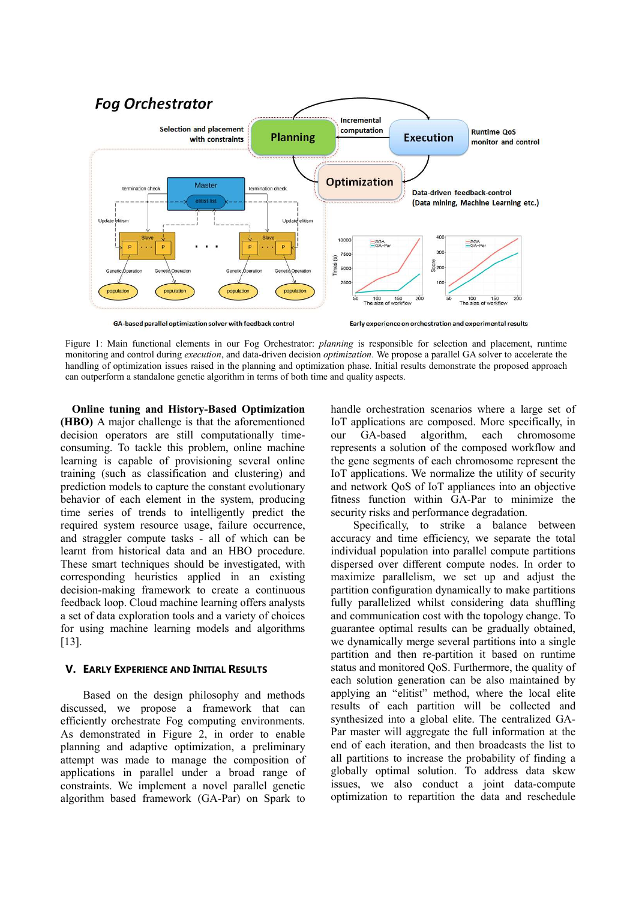Figure 1: Main functional elements in our Fog Orchestrator: *planning* is responsible for selection and placement, runtime monitoring and control during *execution*, and data-driven decision *optimization*. We propose a parallel GA solver to accelerate the handling of optimization issues raised in the planning and optimization phase. Initial results demonstrate the proposed approach can outperform a standalone genetic algorithm in terms of both time and quality aspects.

**Online tuning and History-Based Optimization (HBO)** A major challenge is that the aforementioned decision operators are still computationally time-consuming. To tackle this problem, online machine learning is capable of provisioning several online training (such as classification and clustering) and prediction models to capture the constant evolutionary behavior of each element in the system, producing time series of trends to intelligently predict the required system resource usage, failure occurrence, and straggler compute tasks - all of which can be learnt from historical data and an HBO procedure. These smart techniques should be investigated, with corresponding heuristics applied in an existing decision-making framework to create a continuous feedback loop. Cloud machine learning offers analysts a set of data exploration tools and a variety of choices for using machine learning models and algorithms [13].

## V. Early Experience and Initial Results

Based on the design philosophy and methods discussed, we propose a framework that can efficiently orchestrate Fog computing environments. As demonstrated in Figure 2, in order to enable planning and adaptive optimization, a preliminary attempt was made to manage the composition of applications in parallel under a broad range of constraints. We implement a novel parallel genetic algorithm based framework (GA-Par) on Spark to handle orchestration scenarios where a large set of IoT applications are composed. More specifically, in our GA-based algorithm, each chromosome represents a solution of the composed workflow and the gene segments of each chromosome represent the IoT applications. We normalize the utility of security and network QoS of IoT appliances into an objective fitness function within GA-Par to minimize the security risks and performance degradation.

Specifically, to strike a balance between accuracy and time efficiency, we separate the total individual population into parallel compute partitions dispersed over different compute nodes. In order to maximize parallelism, we set up and adjust the partition configuration dynamically to make partitions fully parallelized whilst considering data shuffling and communication cost with the topology change. To guarantee optimal results can be gradually obtained, we dynamically merge several partitions into a single partition and then re-partition it based on runtime status and monitored QoS. Furthermore, the quality of each solution generation can be also maintained by applying an "elitist" method, where the local elite results of each partition will be collected and synthesized into a global elite. The centralized GA-Par master will aggregate the full information at the end of each iteration, and then broadcasts the list to all partitions to increase the probability of finding a globally optimal solution. To address data skew issues, we also conduct a joint data-compute optimization to repartition the data and reschedule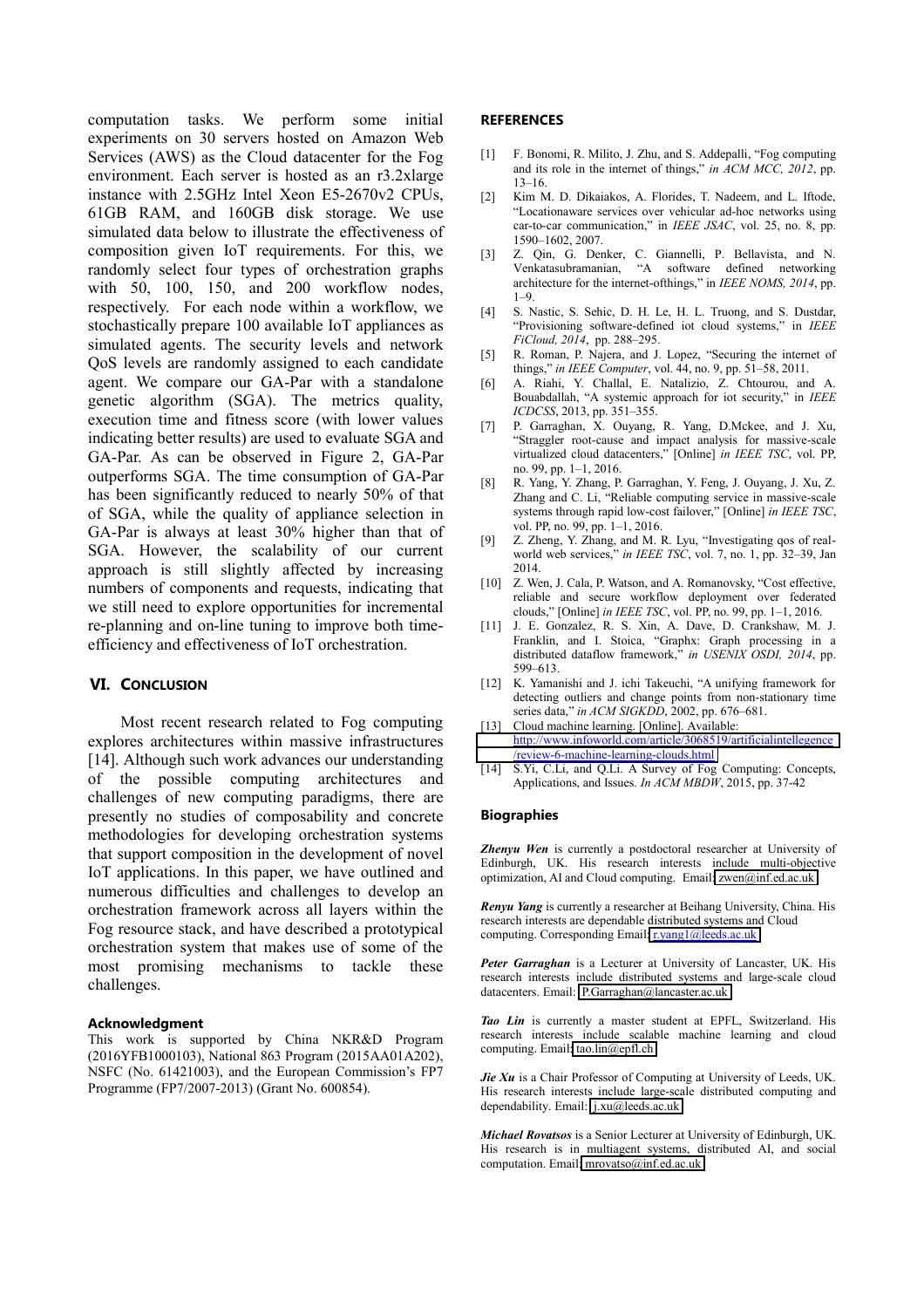computation tasks. We perform some initial experiments on 30 servers hosted on Amazon Web Services (AWS) as the Cloud datacenter for the Fog environment. Each server is hosted as an r3.2xlarge instance with 2.5GHz Intel Xeon E5-2670v2 CPUs, 61GB RAM, and 160GB disk storage. We use simulated data below to illustrate the effectiveness of composition given IoT requirements. For this, we randomly select four types of orchestration graphs with 50, 100, 150, and 200 workflow nodes, respectively. For each node within a workflow, we stochastically prepare 100 available IoT appliances as simulated agents. The security levels and network QoS levels are randomly assigned to each candidate agent. We compare our GA-Par with a standalone genetic algorithm (SGA). The metrics quality, execution time and fitness score (with lower values indicating better results) are used to evaluate SGA and GA-Par. As can be observed in Figure 2, GA-Par outperforms SGA. The time consumption of GA-Par has been significantly reduced to nearly 50% of that of SGA, while the quality of appliance selection in GA-Par is always at least 30% higher than that of SGA. However, the scalability of our current approach is still slightly affected by increasing numbers of components and requests, indicating that we still need to explore opportunities for incremental re-planning and on-line tuning to improve both time-efficiency and effectiveness of IoT orchestration.

## VI. CONCLUSION

Most recent research related to Fog computing explores architectures within massive infrastructures [14]. Although such work advances our understanding of the possible computing architectures and challenges of new computing paradigms, there are presently no studies of composability and concrete methodologies for developing orchestration systems that support composition in the development of novel IoT applications. In this paper, we have outlined and numerous difficulties and challenges to develop an orchestration framework across all layers within the Fog resource stack, and have described a prototypical orchestration system that makes use of some of the most promising mechanisms to tackle these challenges.

### Acknowledgment

This work is supported by China NKR&D Program (2016YFB1000103), National 863 Program (2015AA01A202), NSFC (No. 61421003), and the European Commission's FP7 Programme (FP7/2007-2013) (Grant No. 600854).

## REFERENCES

[1] F. Bonomi, R. Milito, J. Zhu, and S. Addepalli, "Fog computing and its role in the internet of things," *in ACM MCC, 2012*, pp. 13–16.

[2] Kim M. D. Dikaiakos, A. Florides, T. Nadeem, and L. Iftode, "Locationaware services over vehicular ad-hoc networks using car-to-car communication," in *IEEE JSAC*, vol. 25, no. 8, pp. 1590–1602, 2007.

[3] Z. Qin, G. Denker, C. Giannelli, P. Bellavista, and N. Venkatasubramanian, "A software defined networking architecture for the internet-ofthings," in *IEEE NOMS, 2014*, pp. 1–9.

[4] S. Nastic, S. Sehic, D. H. Le, H. L. Truong, and S. Dustdar, "Provisioning software-defined iot cloud systems," in *IEEE FiCloud, 2014*, pp. 288–295.

[5] R. Roman, P. Najera, and J. Lopez, "Securing the internet of things," *in IEEE Computer*, vol. 44, no. 9, pp. 51–58, 2011.

[6] A. Riahi, Y. Challal, E. Natalizio, Z. Chtourou, and A. Bouabdallah, "A systemic approach for iot security," in *IEEE ICDCSS*, 2013, pp. 351–355.

[7] P. Garraghan, X. Ouyang, R. Yang, D.Mckee, and J. Xu, "Straggler root-cause and impact analysis for massive-scale virtualized cloud datacenters," [Online] *in IEEE TSC*, vol. PP, no. 99, pp. 1–1, 2016.

[8] R. Yang, Y. Zhang, P. Garraghan, Y. Feng, J. Ouyang, J. Xu, Z. Zhang and C. Li, "Reliable computing service in massive-scale systems through rapid low-cost failover," [Online] *in IEEE TSC*, vol. PP, no. 99, pp. 1–1, 2016.

[9] Z. Zheng, Y. Zhang, and M. R. Lyu, "Investigating qos of real-world web services," *in IEEE TSC*, vol. 7, no. 1, pp. 32–39, Jan 2014.

[10] Z. Wen, J. Cala, P. Watson, and A. Romanovsky, "Cost effective, reliable and secure workflow deployment over federated clouds," [Online] *in IEEE TSC*, vol. PP, no. 99, pp. 1–1, 2016.

[11] J. E. Gonzalez, R. S. Xin, A. Dave, D. Crankshaw, M. J. Franklin, and I. Stoica, "Graphx: Graph processing in a distributed dataflow framework," *in USENIX OSDI, 2014*, pp. 599–613.

[12] K. Yamanishi and J. ichi Takeuchi, "A unifying framework for detecting outliers and change points from non-stationary time series data," *in ACM SIGKDD*, 2002, pp. 676–681.

[13] Cloud machine learning. [Online]. Available: http://www.infoworld.com/article/3068519/artificialintellegence/review-6-machine-learning-clouds.html

[14] S.Yi, C.Li, and Q.Li. A Survey of Fog Computing: Concepts, Applications, and Issues. *In ACM MBDW*, 2015, pp. 37-42

### Biographies

***Zhenyu Wen*** is currently a postdoctoral researcher at University of Edinburgh, UK. His research interests include multi-objective optimization, AI and Cloud computing. Email: zwen@inf.ed.ac.uk

***Renyu Yang*** is currently a researcher at Beihang University, China. His research interests are dependable distributed systems and Cloud computing. Corresponding Email: r.yang1@leeds.ac.uk

***Peter Garraghan*** is a Lecturer at University of Lancaster, UK. His research interests include distributed systems and large-scale cloud datacenters. Email: P.Garraghan@lancaster.ac.uk

***Tao Lin*** is currently a master student at EPFL, Switzerland. His research interests include scalable machine learning and cloud computing. Email: tao.lin@epfl.ch

***Jie Xu*** is a Chair Professor of Computing at University of Leeds, UK. His research interests include large-scale distributed computing and dependability. Email: j.xu@leeds.ac.uk

***Michael Rovatsos*** is a Senior Lecturer at University of Edinburgh, UK. His research is in multiagent systems, distributed AI, and social computation. Email: mrovatso@inf.ed.ac.uk